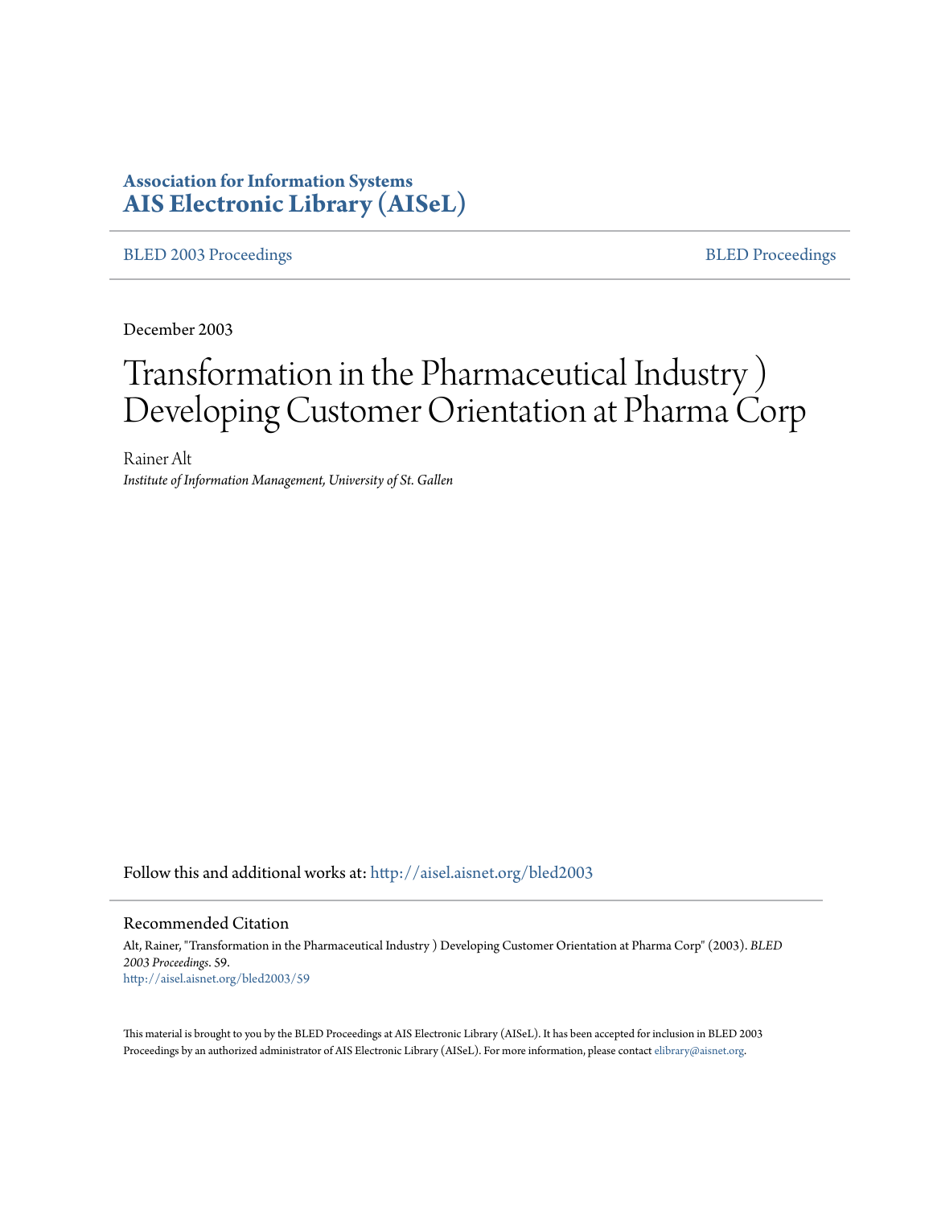**Association for Information Systems**
**AIS Electronic Library (AISeL)**

BLED 2003 Proceedings | BLED Proceedings

December 2003

# Transformation in the Pharmaceutical Industry ) Developing Customer Orientation at Pharma Corp

Rainer Alt
*Institute of Information Management, University of St. Gallen*

Follow this and additional works at: http://aisel.aisnet.org/bled2003

## Recommended Citation

Alt, Rainer, "Transformation in the Pharmaceutical Industry ) Developing Customer Orientation at Pharma Corp" (2003). *BLED 2003 Proceedings*. 59.
http://aisel.aisnet.org/bled2003/59

This material is brought to you by the BLED Proceedings at AIS Electronic Library (AISeL). It has been accepted for inclusion in BLED 2003 Proceedings by an authorized administrator of AIS Electronic Library (AISeL). For more information, please contact elibrary@aisnet.org.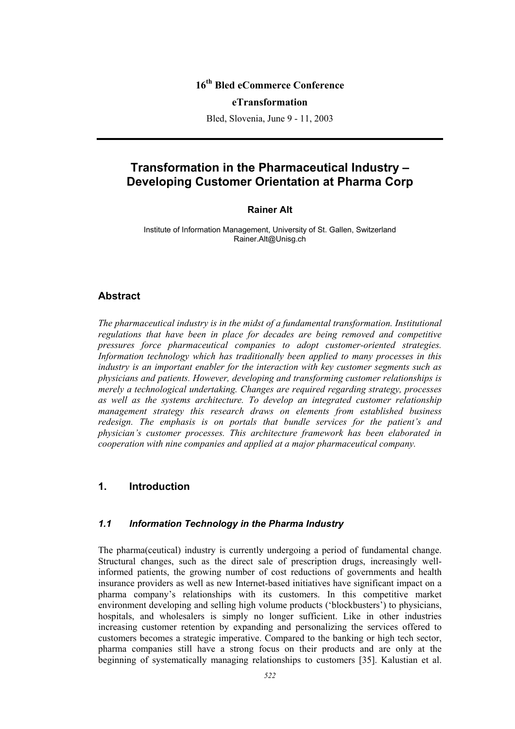**16th Bled eCommerce Conference**

**eTransformation**

Bled, Slovenia, June 9 - 11, 2003

# Transformation in the Pharmaceutical Industry – Developing Customer Orientation at Pharma Corp

**Rainer Alt**

Institute of Information Management, University of St. Gallen, Switzerland
Rainer.Alt@Unisg.ch

## Abstract

*The pharmaceutical industry is in the midst of a fundamental transformation. Institutional regulations that have been in place for decades are being removed and competitive pressures force pharmaceutical companies to adopt customer-oriented strategies. Information technology which has traditionally been applied to many processes in this industry is an important enabler for the interaction with key customer segments such as physicians and patients. However, developing and transforming customer relationships is merely a technological undertaking. Changes are required regarding strategy, processes as well as the systems architecture. To develop an integrated customer relationship management strategy this research draws on elements from established business redesign. The emphasis is on portals that bundle services for the patient's and physician's customer processes. This architecture framework has been elaborated in cooperation with nine companies and applied at a major pharmaceutical company.*

## 1. Introduction

### *1.1 Information Technology in the Pharma Industry*

The pharma(ceutical) industry is currently undergoing a period of fundamental change. Structural changes, such as the direct sale of prescription drugs, increasingly well-informed patients, the growing number of cost reductions of governments and health insurance providers as well as new Internet-based initiatives have significant impact on a pharma company's relationships with its customers. In this competitive market environment developing and selling high volume products ('blockbusters') to physicians, hospitals, and wholesalers is simply no longer sufficient. Like in other industries increasing customer retention by expanding and personalizing the services offered to customers becomes a strategic imperative. Compared to the banking or high tech sector, pharma companies still have a strong focus on their products and are only at the beginning of systematically managing relationships to customers [35]. Kalustian et al.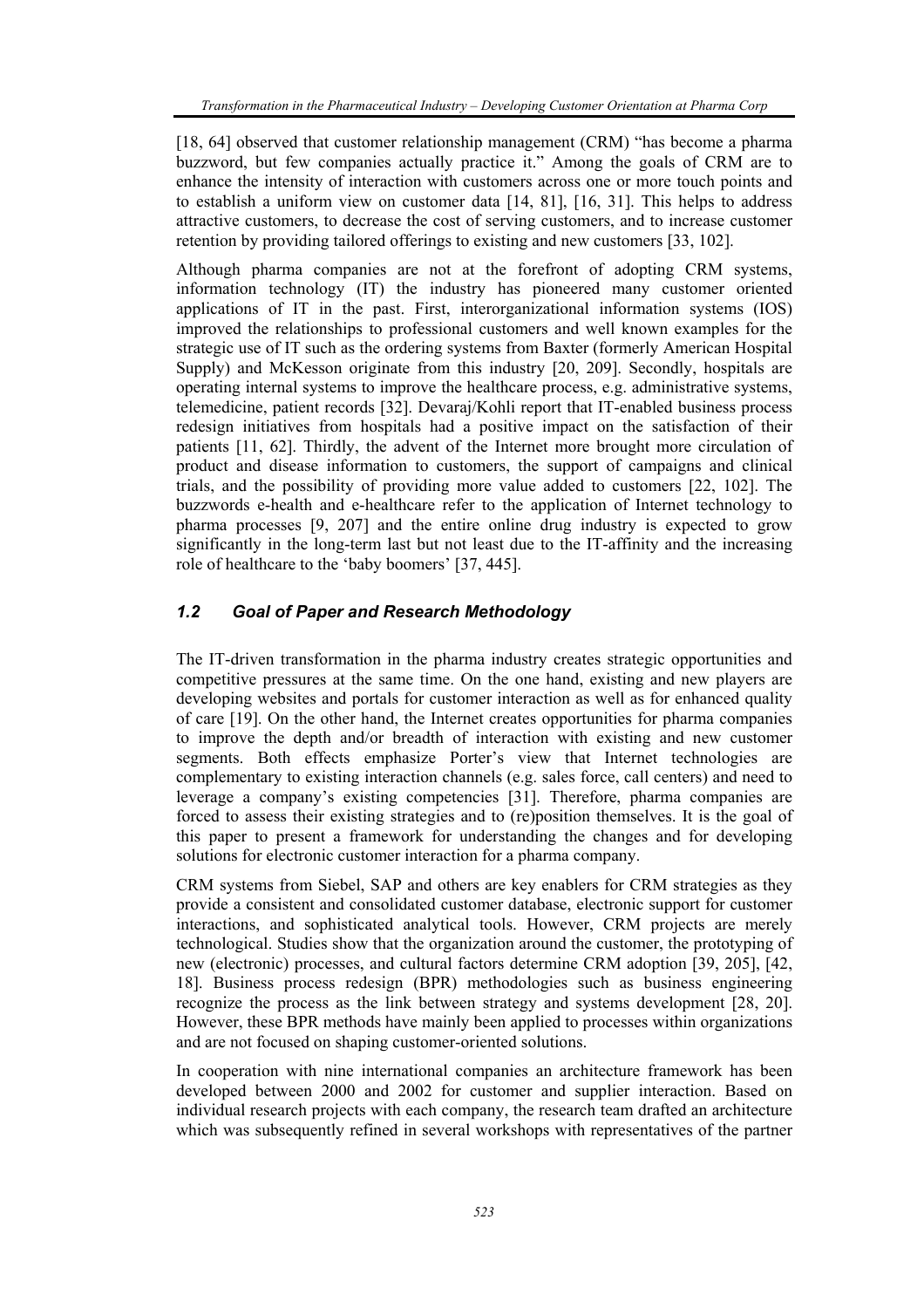[18, 64] observed that customer relationship management (CRM) "has become a pharma buzzword, but few companies actually practice it." Among the goals of CRM are to enhance the intensity of interaction with customers across one or more touch points and to establish a uniform view on customer data [14, 81], [16, 31]. This helps to address attractive customers, to decrease the cost of serving customers, and to increase customer retention by providing tailored offerings to existing and new customers [33, 102].

Although pharma companies are not at the forefront of adopting CRM systems, information technology (IT) the industry has pioneered many customer oriented applications of IT in the past. First, interorganizational information systems (IOS) improved the relationships to professional customers and well known examples for the strategic use of IT such as the ordering systems from Baxter (formerly American Hospital Supply) and McKesson originate from this industry [20, 209]. Secondly, hospitals are operating internal systems to improve the healthcare process, e.g. administrative systems, telemedicine, patient records [32]. Devaraj/Kohli report that IT-enabled business process redesign initiatives from hospitals had a positive impact on the satisfaction of their patients [11, 62]. Thirdly, the advent of the Internet more brought more circulation of product and disease information to customers, the support of campaigns and clinical trials, and the possibility of providing more value added to customers [22, 102]. The buzzwords e-health and e-healthcare refer to the application of Internet technology to pharma processes [9, 207] and the entire online drug industry is expected to grow significantly in the long-term last but not least due to the IT-affinity and the increasing role of healthcare to the 'baby boomers' [37, 445].

### *1.2 Goal of Paper and Research Methodology*

The IT-driven transformation in the pharma industry creates strategic opportunities and competitive pressures at the same time. On the one hand, existing and new players are developing websites and portals for customer interaction as well as for enhanced quality of care [19]. On the other hand, the Internet creates opportunities for pharma companies to improve the depth and/or breadth of interaction with existing and new customer segments. Both effects emphasize Porter's view that Internet technologies are complementary to existing interaction channels (e.g. sales force, call centers) and need to leverage a company's existing competencies [31]. Therefore, pharma companies are forced to assess their existing strategies and to (re)position themselves. It is the goal of this paper to present a framework for understanding the changes and for developing solutions for electronic customer interaction for a pharma company.

CRM systems from Siebel, SAP and others are key enablers for CRM strategies as they provide a consistent and consolidated customer database, electronic support for customer interactions, and sophisticated analytical tools. However, CRM projects are merely technological. Studies show that the organization around the customer, the prototyping of new (electronic) processes, and cultural factors determine CRM adoption [39, 205], [42, 18]. Business process redesign (BPR) methodologies such as business engineering recognize the process as the link between strategy and systems development [28, 20]. However, these BPR methods have mainly been applied to processes within organizations and are not focused on shaping customer-oriented solutions.

In cooperation with nine international companies an architecture framework has been developed between 2000 and 2002 for customer and supplier interaction. Based on individual research projects with each company, the research team drafted an architecture which was subsequently refined in several workshops with representatives of the partner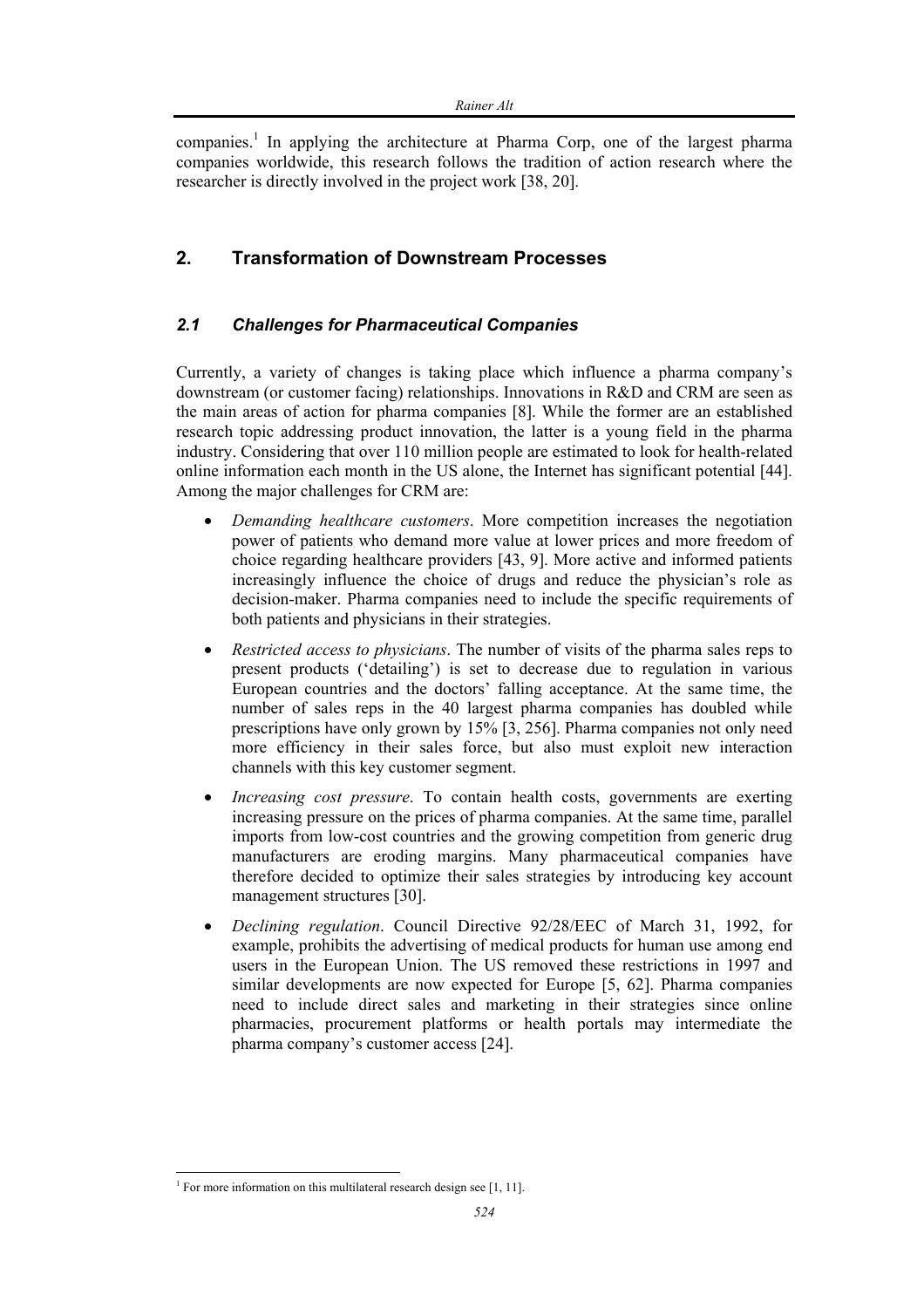companies.[1] In applying the architecture at Pharma Corp, one of the largest pharma companies worldwide, this research follows the tradition of action research where the researcher is directly involved in the project work [38, 20].

## 2. Transformation of Downstream Processes

### *2.1 Challenges for Pharmaceutical Companies*

Currently, a variety of changes is taking place which influence a pharma company's downstream (or customer facing) relationships. Innovations in R&D and CRM are seen as the main areas of action for pharma companies [8]. While the former are an established research topic addressing product innovation, the latter is a young field in the pharma industry. Considering that over 110 million people are estimated to look for health-related online information each month in the US alone, the Internet has significant potential [44]. Among the major challenges for CRM are:

- *Demanding healthcare customers*. More competition increases the negotiation power of patients who demand more value at lower prices and more freedom of choice regarding healthcare providers [43, 9]. More active and informed patients increasingly influence the choice of drugs and reduce the physician's role as decision-maker. Pharma companies need to include the specific requirements of both patients and physicians in their strategies.
- *Restricted access to physicians*. The number of visits of the pharma sales reps to present products ('detailing') is set to decrease due to regulation in various European countries and the doctors' falling acceptance. At the same time, the number of sales reps in the 40 largest pharma companies has doubled while prescriptions have only grown by 15% [3, 256]. Pharma companies not only need more efficiency in their sales force, but also must exploit new interaction channels with this key customer segment.
- *Increasing cost pressure*. To contain health costs, governments are exerting increasing pressure on the prices of pharma companies. At the same time, parallel imports from low-cost countries and the growing competition from generic drug manufacturers are eroding margins. Many pharmaceutical companies have therefore decided to optimize their sales strategies by introducing key account management structures [30].
- *Declining regulation*. Council Directive 92/28/EEC of March 31, 1992, for example, prohibits the advertising of medical products for human use among end users in the European Union. The US removed these restrictions in 1997 and similar developments are now expected for Europe [5, 62]. Pharma companies need to include direct sales and marketing in their strategies since online pharmacies, procurement platforms or health portals may intermediate the pharma company's customer access [24].

[1] For more information on this multilateral research design see [1, 11].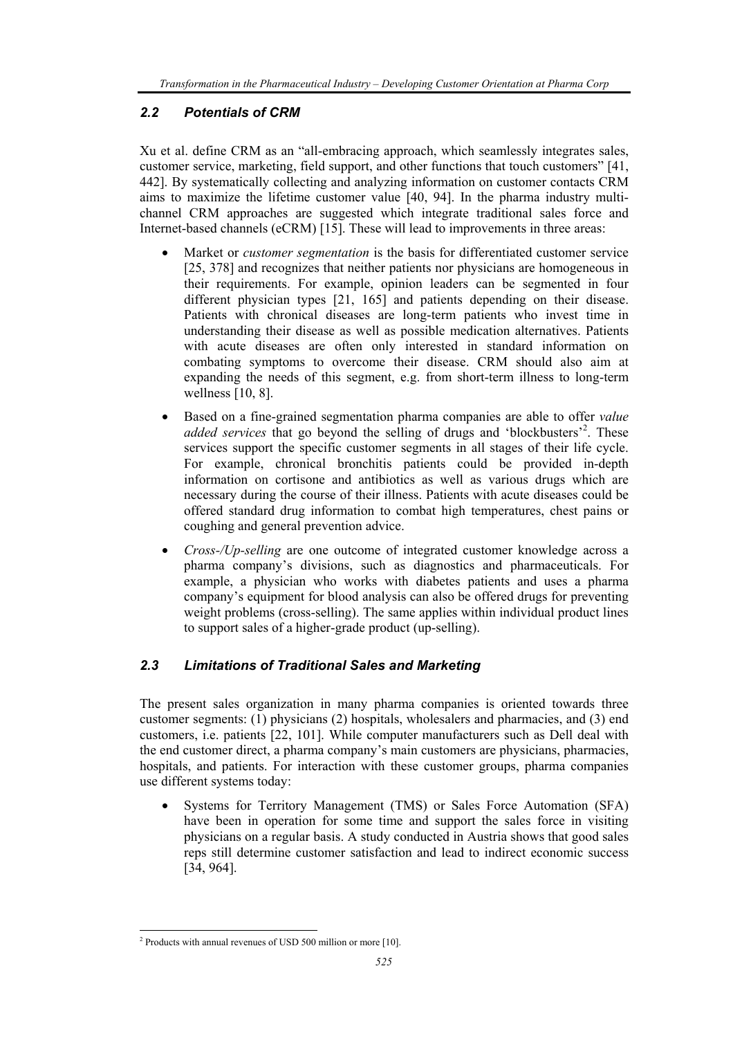## 2.2 *Potentials of CRM*

Xu et al. define CRM as an "all-embracing approach, which seamlessly integrates sales, customer service, marketing, field support, and other functions that touch customers" [41, 442]. By systematically collecting and analyzing information on customer contacts CRM aims to maximize the lifetime customer value [40, 94]. In the pharma industry multi-channel CRM approaches are suggested which integrate traditional sales force and Internet-based channels (eCRM) [15]. These will lead to improvements in three areas:

- Market or *customer segmentation* is the basis for differentiated customer service [25, 378] and recognizes that neither patients nor physicians are homogeneous in their requirements. For example, opinion leaders can be segmented in four different physician types [21, 165] and patients depending on their disease. Patients with chronical diseases are long-term patients who invest time in understanding their disease as well as possible medication alternatives. Patients with acute diseases are often only interested in standard information on combating symptoms to overcome their disease. CRM should also aim at expanding the needs of this segment, e.g. from short-term illness to long-term wellness [10, 8].
- Based on a fine-grained segmentation pharma companies are able to offer *value added services* that go beyond the selling of drugs and 'blockbusters'[2]. These services support the specific customer segments in all stages of their life cycle. For example, chronical bronchitis patients could be provided in-depth information on cortisone and antibiotics as well as various drugs which are necessary during the course of their illness. Patients with acute diseases could be offered standard drug information to combat high temperatures, chest pains or coughing and general prevention advice.
- *Cross-/Up-selling* are one outcome of integrated customer knowledge across a pharma company's divisions, such as diagnostics and pharmaceuticals. For example, a physician who works with diabetes patients and uses a pharma company's equipment for blood analysis can also be offered drugs for preventing weight problems (cross-selling). The same applies within individual product lines to support sales of a higher-grade product (up-selling).

## 2.3 *Limitations of Traditional Sales and Marketing*

The present sales organization in many pharma companies is oriented towards three customer segments: (1) physicians (2) hospitals, wholesalers and pharmacies, and (3) end customers, i.e. patients [22, 101]. While computer manufacturers such as Dell deal with the end customer direct, a pharma company's main customers are physicians, pharmacies, hospitals, and patients. For interaction with these customer groups, pharma companies use different systems today:

- Systems for Territory Management (TMS) or Sales Force Automation (SFA) have been in operation for some time and support the sales force in visiting physicians on a regular basis. A study conducted in Austria shows that good sales reps still determine customer satisfaction and lead to indirect economic success [34, 964].

---

[2] Products with annual revenues of USD 500 million or more [10].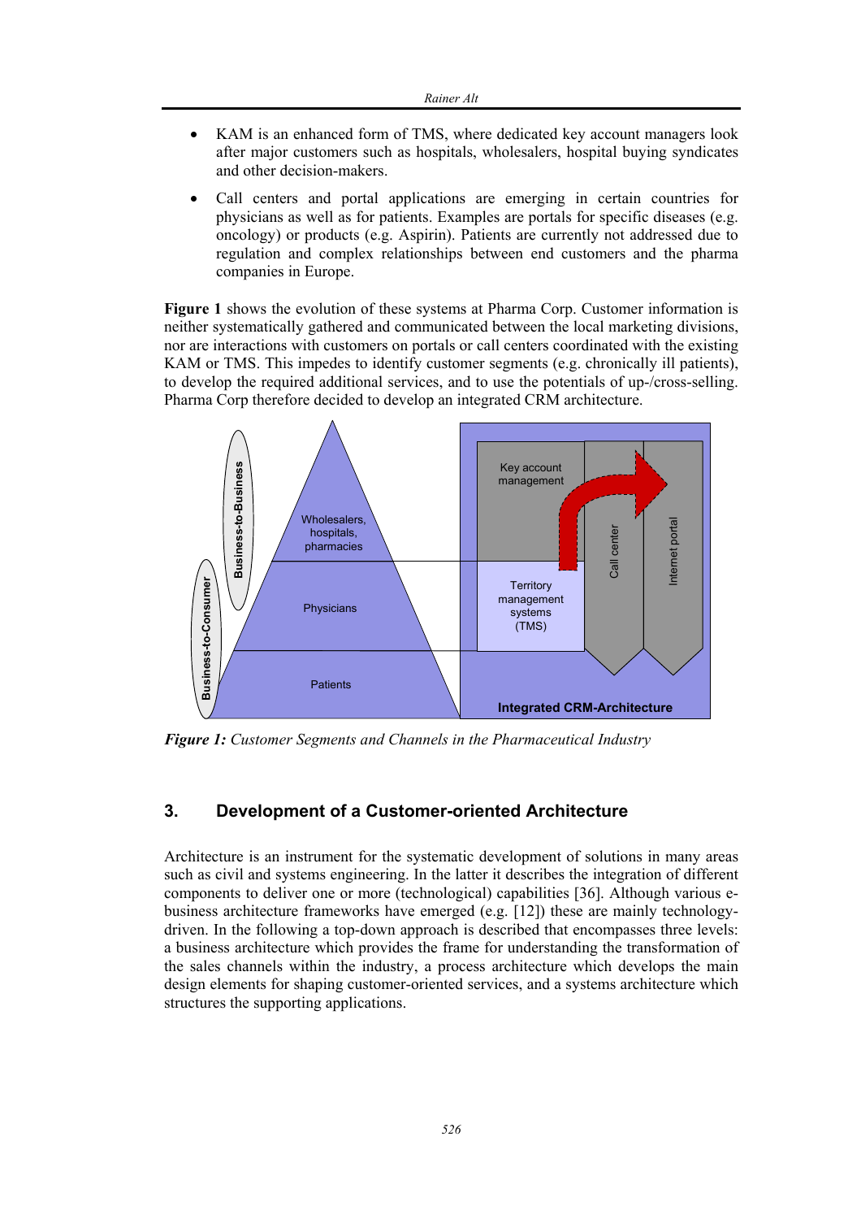- KAM is an enhanced form of TMS, where dedicated key account managers look after major customers such as hospitals, wholesalers, hospital buying syndicates and other decision-makers.
- Call centers and portal applications are emerging in certain countries for physicians as well as for patients. Examples are portals for specific diseases (e.g. oncology) or products (e.g. Aspirin). Patients are currently not addressed due to regulation and complex relationships between end customers and the pharma companies in Europe.

**Figure 1** shows the evolution of these systems at Pharma Corp. Customer information is neither systematically gathered and communicated between the local marketing divisions, nor are interactions with customers on portals or call centers coordinated with the existing KAM or TMS. This impedes to identify customer segments (e.g. chronically ill patients), to develop the required additional services, and to use the potentials of up-/cross-selling. Pharma Corp therefore decided to develop an integrated CRM architecture.

***Figure 1:*** *Customer Segments and Channels in the Pharmaceutical Industry*

## 3. Development of a Customer-oriented Architecture

Architecture is an instrument for the systematic development of solutions in many areas such as civil and systems engineering. In the latter it describes the integration of different components to deliver one or more (technological) capabilities [36]. Although various e-business architecture frameworks have emerged (e.g. [12]) these are mainly technology-driven. In the following a top-down approach is described that encompasses three levels: a business architecture which provides the frame for understanding the transformation of the sales channels within the industry, a process architecture which develops the main design elements for shaping customer-oriented services, and a systems architecture which structures the supporting applications.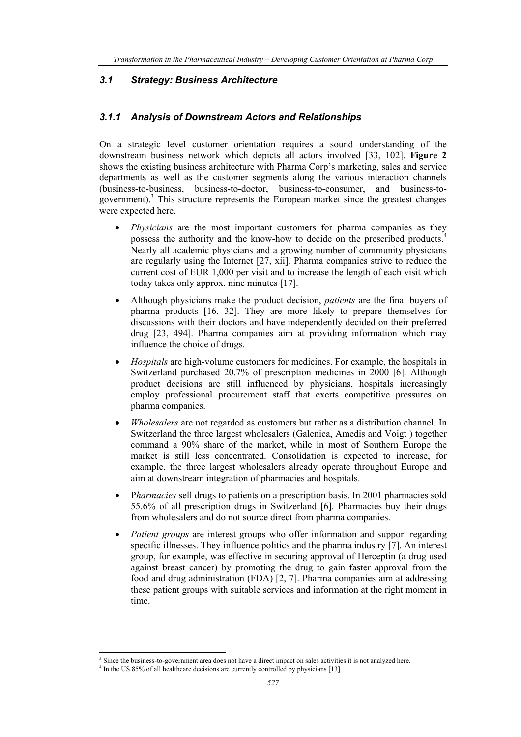### *3.1 Strategy: Business Architecture*

#### *3.1.1 Analysis of Downstream Actors and Relationships*

On a strategic level customer orientation requires a sound understanding of the downstream business network which depicts all actors involved [33, 102]. **Figure 2** shows the existing business architecture with Pharma Corp's marketing, sales and service departments as well as the customer segments along the various interaction channels (business-to-business, business-to-doctor, business-to-consumer, and business-to-government).[3] This structure represents the European market since the greatest changes were expected here.

- *Physicians* are the most important customers for pharma companies as they possess the authority and the know-how to decide on the prescribed products.[4] Nearly all academic physicians and a growing number of community physicians are regularly using the Internet [27, xii]. Pharma companies strive to reduce the current cost of EUR 1,000 per visit and to increase the length of each visit which today takes only approx. nine minutes [17].
- Although physicians make the product decision, *patients* are the final buyers of pharma products [16, 32]. They are more likely to prepare themselves for discussions with their doctors and have independently decided on their preferred drug [23, 494]. Pharma companies aim at providing information which may influence the choice of drugs.
- *Hospitals* are high-volume customers for medicines. For example, the hospitals in Switzerland purchased 20.7% of prescription medicines in 2000 [6]. Although product decisions are still influenced by physicians, hospitals increasingly employ professional procurement staff that exerts competitive pressures on pharma companies.
- *Wholesalers* are not regarded as customers but rather as a distribution channel. In Switzerland the three largest wholesalers (Galenica, Amedis and Voigt ) together command a 90% share of the market, while in most of Southern Europe the market is still less concentrated. Consolidation is expected to increase, for example, the three largest wholesalers already operate throughout Europe and aim at downstream integration of pharmacies and hospitals.
- P*harmacies* sell drugs to patients on a prescription basis. In 2001 pharmacies sold 55.6% of all prescription drugs in Switzerland [6]. Pharmacies buy their drugs from wholesalers and do not source direct from pharma companies.
- *Patient groups* are interest groups who offer information and support regarding specific illnesses. They influence politics and the pharma industry [7]. An interest group, for example, was effective in securing approval of Herceptin (a drug used against breast cancer) by promoting the drug to gain faster approval from the food and drug administration (FDA) [2, 7]. Pharma companies aim at addressing these patient groups with suitable services and information at the right moment in time.

[3] Since the business-to-government area does not have a direct impact on sales activities it is not analyzed here.

[4] In the US 85% of all healthcare decisions are currently controlled by physicians [13].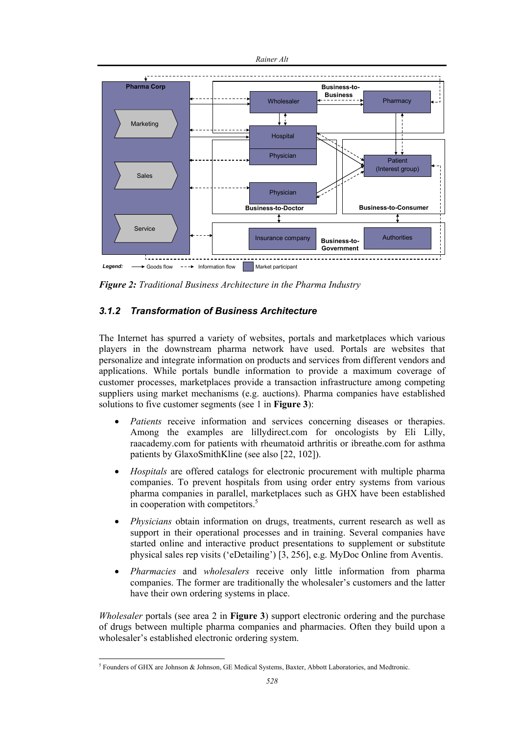**Figure 2:** *Traditional Business Architecture in the Pharma Industry*

### *3.1.2 Transformation of Business Architecture*

The Internet has spurred a variety of websites, portals and marketplaces which various players in the downstream pharma network have used. Portals are websites that personalize and integrate information on products and services from different vendors and applications. While portals bundle information to provide a maximum coverage of customer processes, marketplaces provide a transaction infrastructure among competing suppliers using market mechanisms (e.g. auctions). Pharma companies have established solutions to five customer segments (see 1 in **Figure 3**):

- *Patients* receive information and services concerning diseases or therapies. Among the examples are lillydirect.com for oncologists by Eli Lilly, raacademy.com for patients with rheumatoid arthritis or ibreathe.com for asthma patients by GlaxoSmithKline (see also [22, 102]).
- *Hospitals* are offered catalogs for electronic procurement with multiple pharma companies. To prevent hospitals from using order entry systems from various pharma companies in parallel, marketplaces such as GHX have been established in cooperation with competitors.[5]
- *Physicians* obtain information on drugs, treatments, current research as well as support in their operational processes and in training. Several companies have started online and interactive product presentations to supplement or substitute physical sales rep visits ('eDetailing') [3, 256], e.g. MyDoc Online from Aventis.
- *Pharmacies* and *wholesalers* receive only little information from pharma companies. The former are traditionally the wholesaler's customers and the latter have their own ordering systems in place.

*Wholesaler* portals (see area 2 in **Figure 3**) support electronic ordering and the purchase of drugs between multiple pharma companies and pharmacies. Often they build upon a wholesaler's established electronic ordering system.

[5] Founders of GHX are Johnson & Johnson, GE Medical Systems, Baxter, Abbott Laboratories, and Medtronic.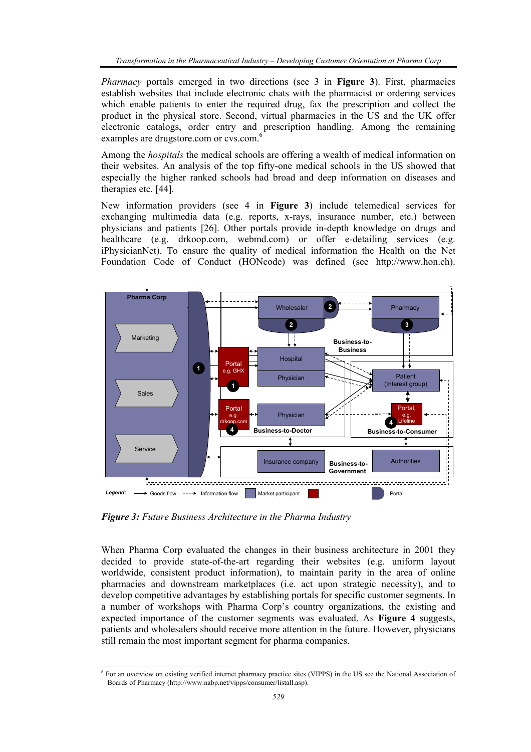*Pharmacy* portals emerged in two directions (see 3 in **Figure 3**). First, pharmacies establish websites that include electronic chats with the pharmacist or ordering services which enable patients to enter the required drug, fax the prescription and collect the product in the physical store. Second, virtual pharmacies in the US and the UK offer electronic catalogs, order entry and prescription handling. Among the remaining examples are drugstore.com or cvs.com.[6]

Among the *hospitals* the medical schools are offering a wealth of medical information on their websites. An analysis of the top fifty-one medical schools in the US showed that especially the higher ranked schools had broad and deep information on diseases and therapies etc. [44].

New information providers (see 4 in **Figure 3**) include telemedical services for exchanging multimedia data (e.g. reports, x-rays, insurance number, etc.) between physicians and patients [26]. Other portals provide in-depth knowledge on drugs and healthcare (e.g. drkoop.com, webmd.com) or offer e-detailing services (e.g. iPhysicianNet). To ensure the quality of medical information the Health on the Net Foundation Code of Conduct (HONcode) was defined (see http://www.hon.ch).

***Figure 3:*** *Future Business Architecture in the Pharma Industry*

When Pharma Corp evaluated the changes in their business architecture in 2001 they decided to provide state-of-the-art regarding their websites (e.g. uniform layout worldwide, consistent product information), to maintain parity in the area of online pharmacies and downstream marketplaces (i.e. act upon strategic necessity), and to develop competitive advantages by establishing portals for specific customer segments. In a number of workshops with Pharma Corp's country organizations, the existing and expected importance of the customer segments was evaluated. As **Figure 4** suggests, patients and wholesalers should receive more attention in the future. However, physicians still remain the most important segment for pharma companies.

[6] For an overview on existing verified internet pharmacy practice sites (VIPPS) in the US see the National Association of Boards of Pharmacy (http://www.nabp.net/vipps/consumer/listall.asp).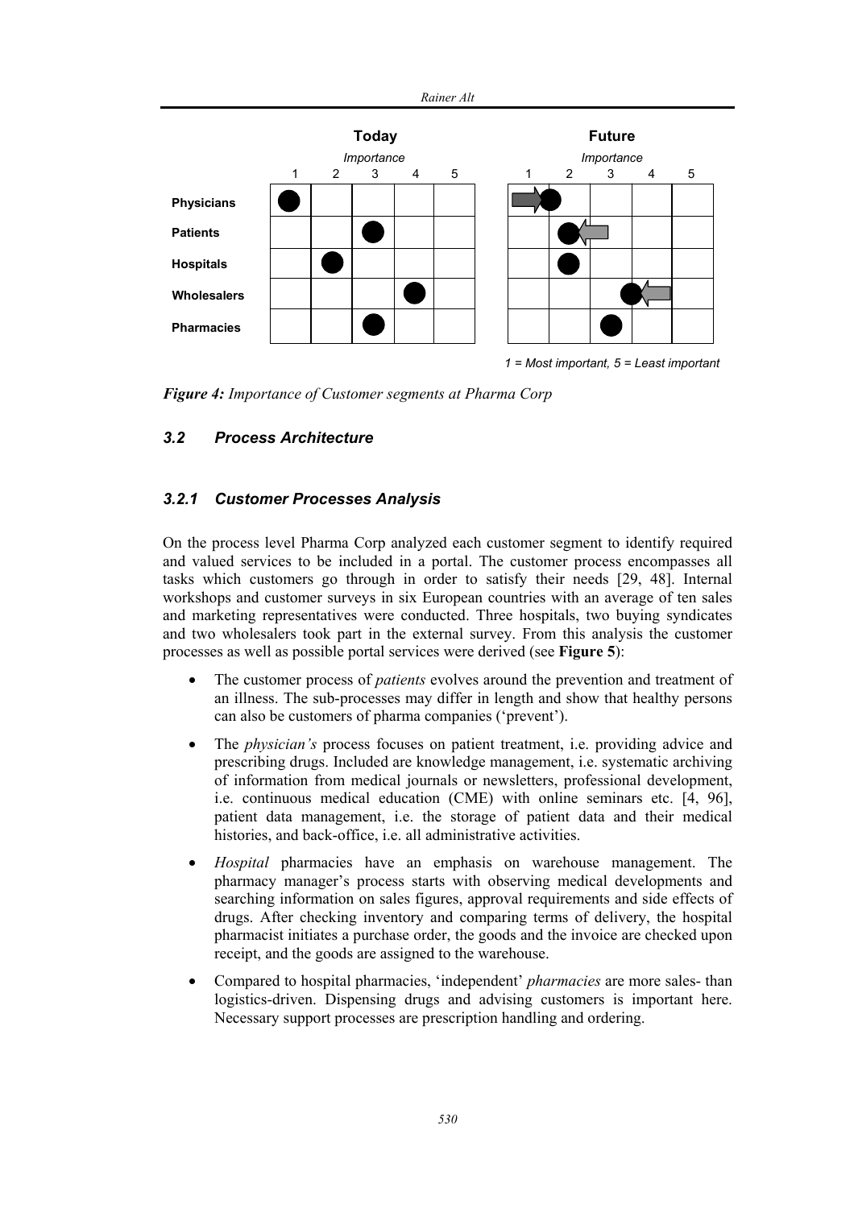| | Today (Importance) | Future (Importance) |
|---|---|---|
| Physicians | 1 | 2 |
| Patients | 3 | 2 |
| Hospitals | 2 | 2 |
| Wholesalers | 4 | 3 |
| Pharmacies | 3 | 3 |

*1 = Most important, 5 = Least important*

***Figure 4:*** *Importance of Customer segments at Pharma Corp*

### *3.2 Process Architecture*

#### *3.2.1 Customer Processes Analysis*

On the process level Pharma Corp analyzed each customer segment to identify required and valued services to be included in a portal. The customer process encompasses all tasks which customers go through in order to satisfy their needs [29, 48]. Internal workshops and customer surveys in six European countries with an average of ten sales and marketing representatives were conducted. Three hospitals, two buying syndicates and two wholesalers took part in the external survey. From this analysis the customer processes as well as possible portal services were derived (see **Figure 5**):

- The customer process of *patients* evolves around the prevention and treatment of an illness. The sub-processes may differ in length and show that healthy persons can also be customers of pharma companies ('prevent').
- The *physician's* process focuses on patient treatment, i.e. providing advice and prescribing drugs. Included are knowledge management, i.e. systematic archiving of information from medical journals or newsletters, professional development, i.e. continuous medical education (CME) with online seminars etc. [4, 96], patient data management, i.e. the storage of patient data and their medical histories, and back-office, i.e. all administrative activities.
- *Hospital* pharmacies have an emphasis on warehouse management. The pharmacy manager's process starts with observing medical developments and searching information on sales figures, approval requirements and side effects of drugs. After checking inventory and comparing terms of delivery, the hospital pharmacist initiates a purchase order, the goods and the invoice are checked upon receipt, and the goods are assigned to the warehouse.
- Compared to hospital pharmacies, 'independent' *pharmacies* are more sales- than logistics-driven. Dispensing drugs and advising customers is important here. Necessary support processes are prescription handling and ordering.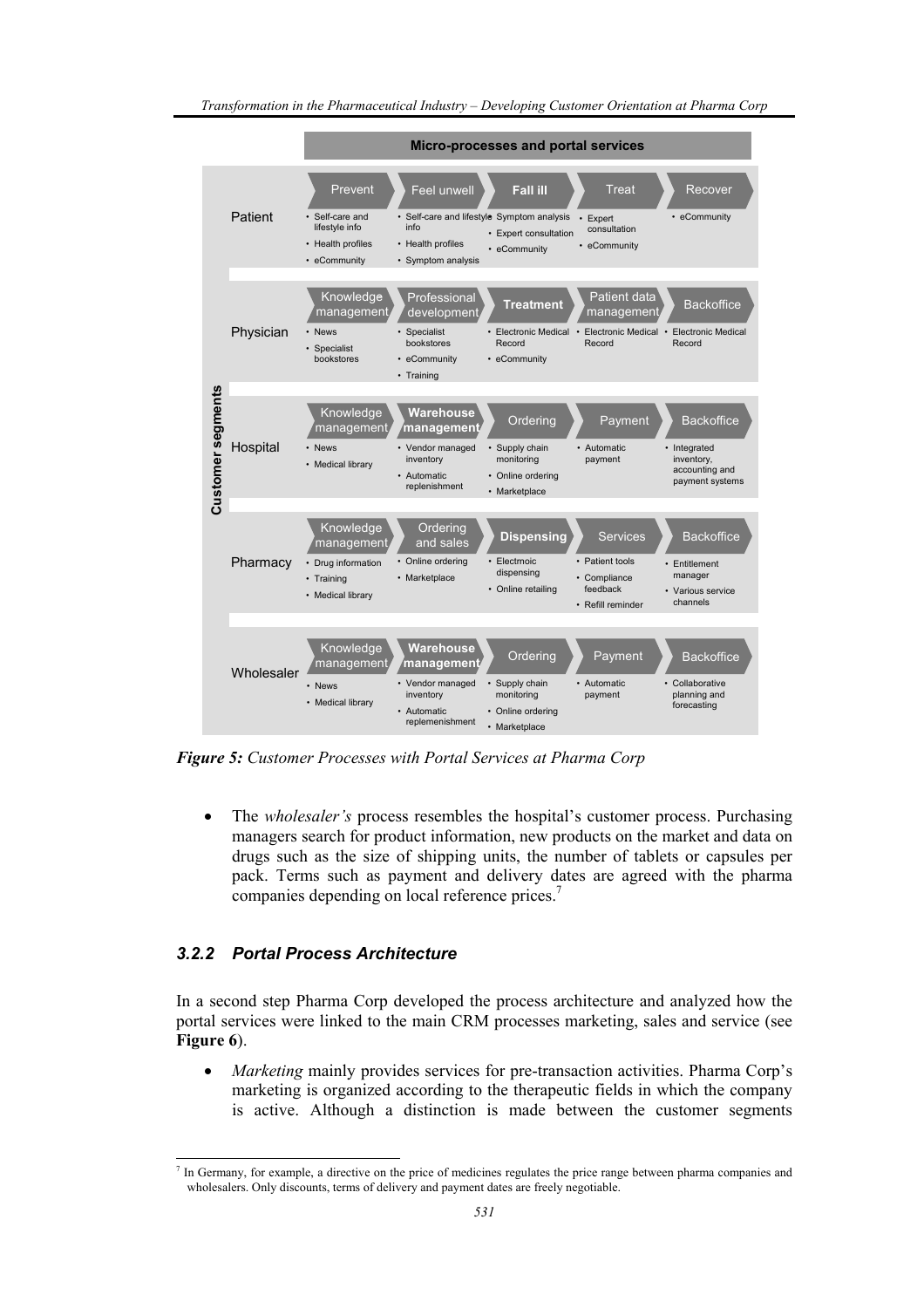**Micro-processes and portal services**

| Customer segments | | | | | |
|---|---|---|---|---|---|
| **Patient** | **Prevent**: • Self-care and lifestyle info • Health profiles • eCommunity | **Feel unwell**: • Self-care and lifestyle info • Health profiles • Symptom analysis | **Fall ill**: • Symptom analysis • Expert consultation • eCommunity | **Treat**: • Expert consultation • eCommunity | **Recover**: • eCommunity |
| **Physician** | **Knowledge management**: • News • Specialist bookstores | **Professional development**: • Specialist bookstores • eCommunity • Training | **Treatment**: • Electronic Medical Record • eCommunity | **Patient data management**: • Electronic Medical Record | **Backoffice**: • Electronic Medical Record |
| **Hospital** | **Knowledge management**: • News • Medical library | **Warehouse management**: • Vendor managed inventory • Automatic replenishment | **Ordering**: • Supply chain monitoring • Online ordering • Marketplace | **Payment**: • Automatic payment | **Backoffice**: • Integrated inventory, accounting and payment systems |
| **Pharmacy** | **Knowledge management**: • Drug information • Training • Medical library | **Ordering and sales**: • Online ordering • Marketplace | **Dispensing**: • Electrnoic dispensing • Online retailing | **Services**: • Patient tools • Compliance feedback • Refill reminder | **Backoffice**: • Entitlement manager • Various service channels |
| **Wholesaler** | **Knowledge management**: • News • Medical library | **Warehouse management**: • Vendor managed inventory • Automatic replemenishment | **Ordering**: • Supply chain monitoring • Online ordering • Marketplace | **Payment**: • Automatic payment | **Backoffice**: • Collaborative planning and forecasting |

***Figure 5:** Customer Processes with Portal Services at Pharma Corp*

- The *wholesaler's* process resembles the hospital's customer process. Purchasing managers search for product information, new products on the market and data on drugs such as the size of shipping units, the number of tablets or capsules per pack. Terms such as payment and delivery dates are agreed with the pharma companies depending on local reference prices.[7]

### 3.2.2 Portal Process Architecture

In a second step Pharma Corp developed the process architecture and analyzed how the portal services were linked to the main CRM processes marketing, sales and service (see **Figure 6**).

- *Marketing* mainly provides services for pre-transaction activities. Pharma Corp's marketing is organized according to the therapeutic fields in which the company is active. Although a distinction is made between the customer segments

[7] In Germany, for example, a directive on the price of medicines regulates the price range between pharma companies and wholesalers. Only discounts, terms of delivery and payment dates are freely negotiable.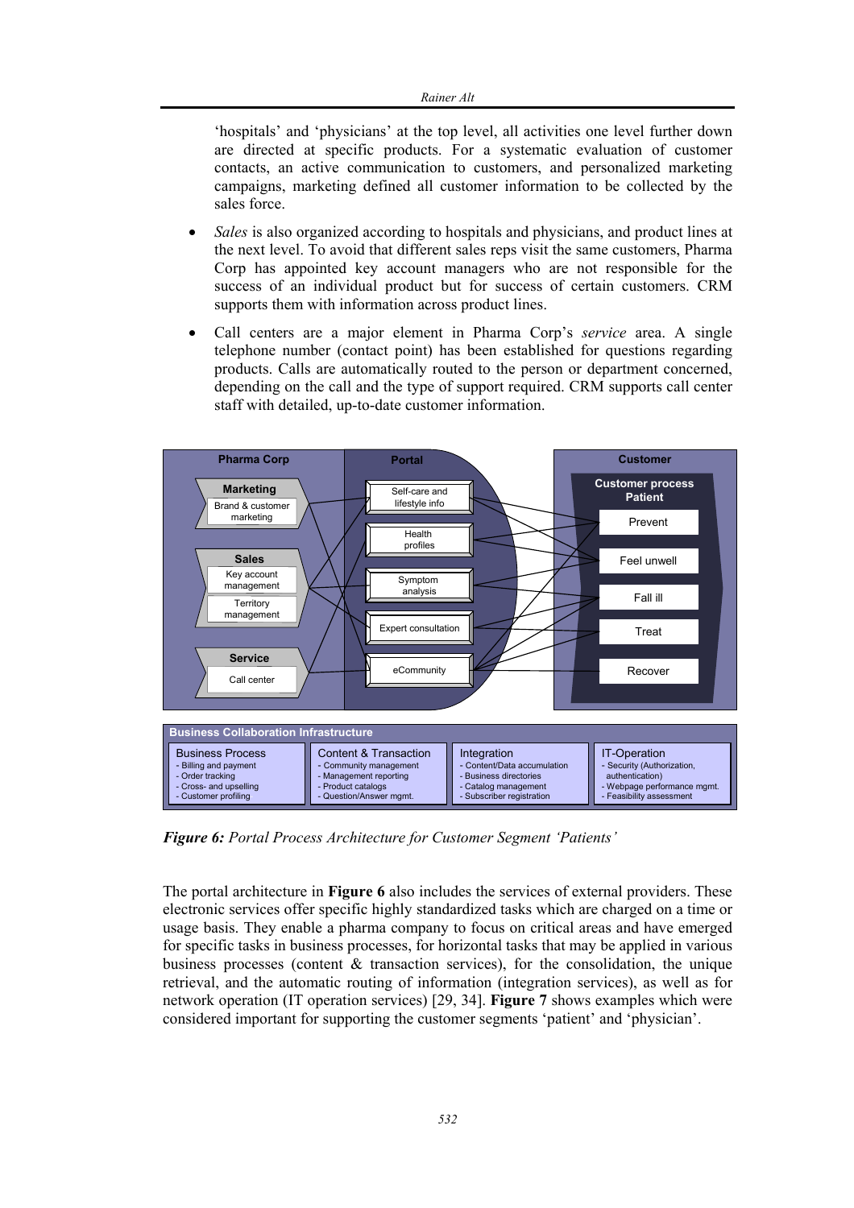'hospitals' and 'physicians' at the top level, all activities one level further down are directed at specific products. For a systematic evaluation of customer contacts, an active communication to customers, and personalized marketing campaigns, marketing defined all customer information to be collected by the sales force.

- *Sales* is also organized according to hospitals and physicians, and product lines at the next level. To avoid that different sales reps visit the same customers, Pharma Corp has appointed key account managers who are not responsible for the success of an individual product but for success of certain customers. CRM supports them with information across product lines.
- Call centers are a major element in Pharma Corp's *service* area. A single telephone number (contact point) has been established for questions regarding products. Calls are automatically routed to the person or department concerned, depending on the call and the type of support required. CRM supports call center staff with detailed, up-to-date customer information.

***Figure 6:*** *Portal Process Architecture for Customer Segment 'Patients'*

The portal architecture in **Figure 6** also includes the services of external providers. These electronic services offer specific highly standardized tasks which are charged on a time or usage basis. They enable a pharma company to focus on critical areas and have emerged for specific tasks in business processes, for horizontal tasks that may be applied in various business processes (content & transaction services), for the consolidation, the unique retrieval, and the automatic routing of information (integration services), as well as for network operation (IT operation services) [29, 34]. **Figure 7** shows examples which were considered important for supporting the customer segments 'patient' and 'physician'.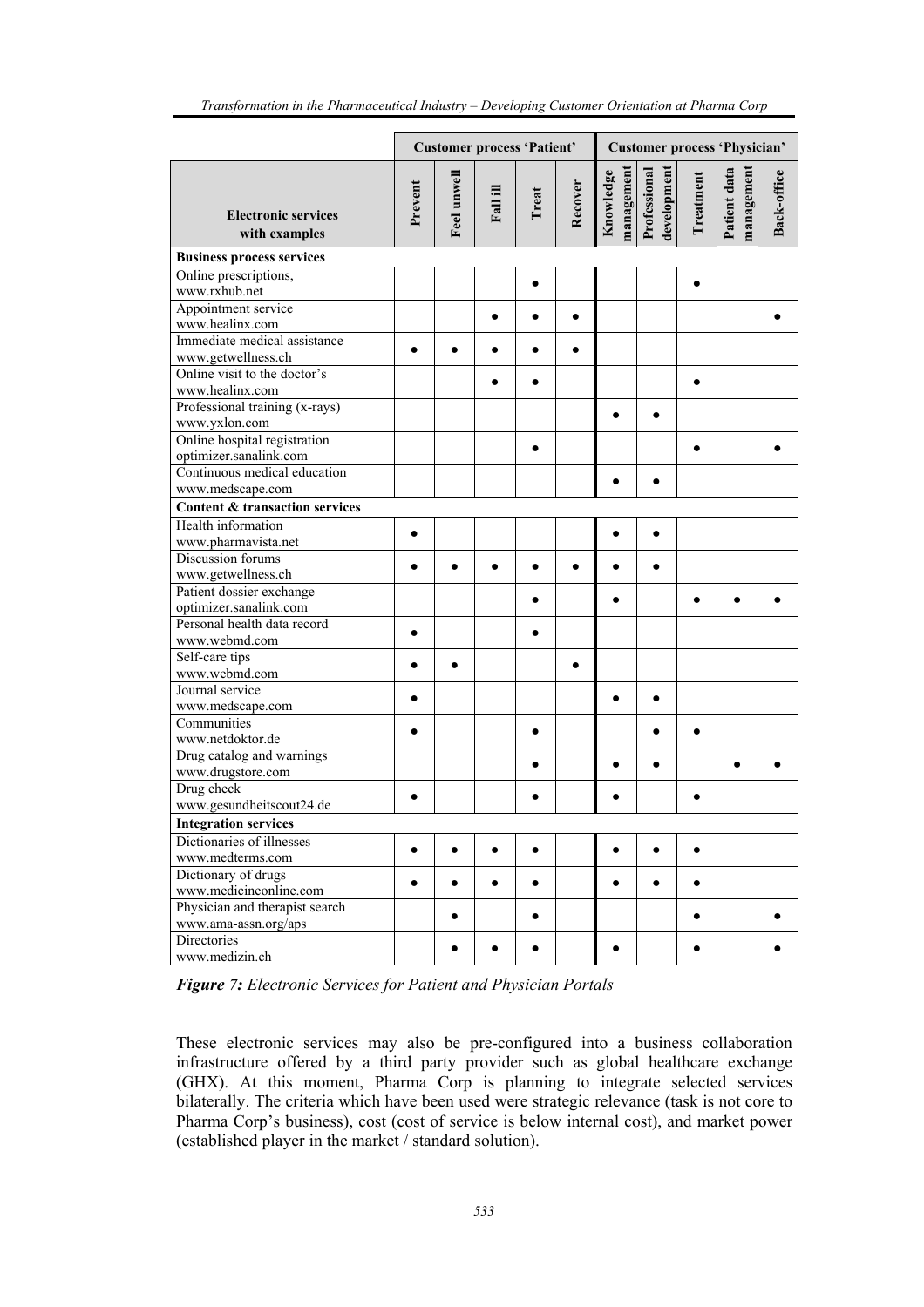| Electronic services with examples | Customer process 'Patient' | | | | | Customer process 'Physician' | | | | |
|---|---|---|---|---|---|---|---|---|---|---|
| | Prevent | Feel unwell | Fall ill | Treat | Recover | Knowledge management | Professional development | Treatment | Patient data management | Back-office |
| **Business process services** | | | | | | | | | | |
| Online prescriptions, www.rxhub.net | | | | ● | | | | ● | | |
| Appointment service www.healinx.com | | | ● | ● | ● | | | | | ● |
| Immediate medical assistance www.getwellness.ch | ● | ● | ● | ● | ● | | | | | |
| Online visit to the doctor's www.healinx.com | | | ● | ● | | | | ● | | |
| Professional training (x-rays) www.yxlon.com | | | | | | ● | ● | | | |
| Online hospital registration optimizer.sanalink.com | | | | ● | | | | ● | | ● |
| Continuous medical education www.medscape.com | | | | | | ● | ● | | | |
| **Content & transaction services** | | | | | | | | | | |
| Health information www.pharmavista.net | ● | | | | | ● | ● | | | |
| Discussion forums www.getwellness.ch | ● | ● | ● | ● | ● | ● | ● | | | |
| Patient dossier exchange optimizer.sanalink.com | | | | ● | | ● | | ● | ● | ● |
| Personal health data record www.webmd.com | ● | | | ● | | | | | | |
| Self-care tips www.webmd.com | ● | ● | | | ● | | | | | |
| Journal service www.medscape.com | ● | | | | | ● | ● | | | |
| Communities www.netdoktor.de | ● | | | ● | | | ● | ● | | |
| Drug catalog and warnings www.drugstore.com | | | | ● | | ● | ● | | ● | ● |
| Drug check www.gesundheitscout24.de | ● | | | ● | | ● | | ● | | |
| **Integration services** | | | | | | | | | | |
| Dictionaries of illnesses www.medterms.com | ● | ● | ● | ● | | ● | ● | ● | | |
| Dictionary of drugs www.medicineonline.com | ● | ● | ● | ● | | ● | ● | ● | | |
| Physician and therapist search www.ama-assn.org/aps | | ● | | ● | | | | ● | | ● |
| Directories www.medizin.ch | | ● | ● | ● | | ● | | ● | | ● |

*Figure 7: Electronic Services for Patient and Physician Portals*

These electronic services may also be pre-configured into a business collaboration infrastructure offered by a third party provider such as global healthcare exchange (GHX). At this moment, Pharma Corp is planning to integrate selected services bilaterally. The criteria which have been used were strategic relevance (task is not core to Pharma Corp's business), cost (cost of service is below internal cost), and market power (established player in the market / standard solution).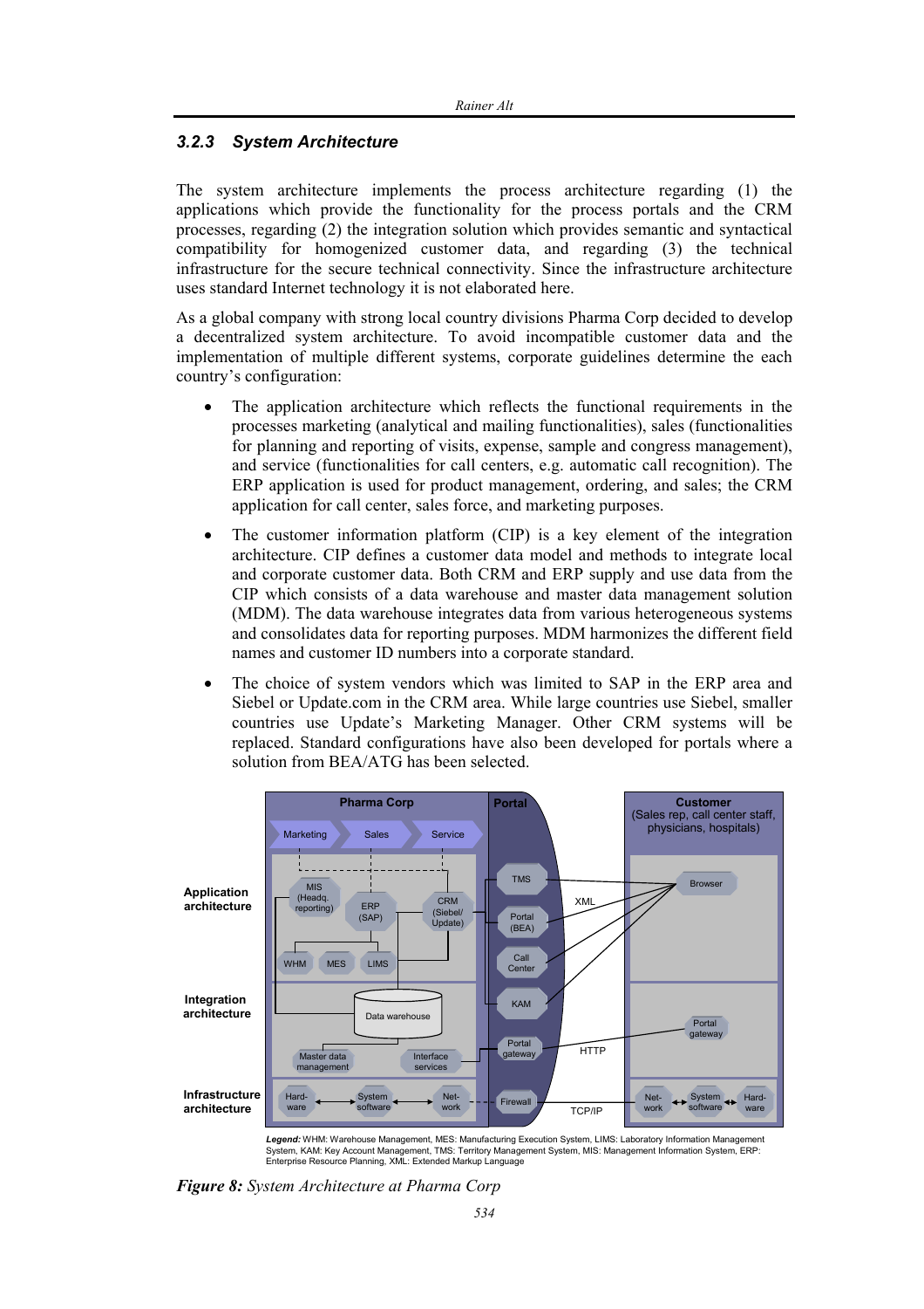### 3.2.3 System Architecture

The system architecture implements the process architecture regarding (1) the applications which provide the functionality for the process portals and the CRM processes, regarding (2) the integration solution which provides semantic and syntactical compatibility for homogenized customer data, and regarding (3) the technical infrastructure for the secure technical connectivity. Since the infrastructure architecture uses standard Internet technology it is not elaborated here.

As a global company with strong local country divisions Pharma Corp decided to develop a decentralized system architecture. To avoid incompatible customer data and the implementation of multiple different systems, corporate guidelines determine the each country's configuration:

- The application architecture which reflects the functional requirements in the processes marketing (analytical and mailing functionalities), sales (functionalities for planning and reporting of visits, expense, sample and congress management), and service (functionalities for call centers, e.g. automatic call recognition). The ERP application is used for product management, ordering, and sales; the CRM application for call center, sales force, and marketing purposes.
- The customer information platform (CIP) is a key element of the integration architecture. CIP defines a customer data model and methods to integrate local and corporate customer data. Both CRM and ERP supply and use data from the CIP which consists of a data warehouse and master data management solution (MDM). The data warehouse integrates data from various heterogeneous systems and consolidates data for reporting purposes. MDM harmonizes the different field names and customer ID numbers into a corporate standard.
- The choice of system vendors which was limited to SAP in the ERP area and Siebel or Update.com in the CRM area. While large countries use Siebel, smaller countries use Update's Marketing Manager. Other CRM systems will be replaced. Standard configurations have also been developed for portals where a solution from BEA/ATG has been selected.

*Legend:* WHM: Warehouse Management, MES: Manufacturing Execution System, LIMS: Laboratory Information Management System, KAM: Key Account Management, TMS: Territory Management System, MIS: Management Information System, ERP: Enterprise Resource Planning, XML: Extended Markup Language

***Figure 8:*** *System Architecture at Pharma Corp*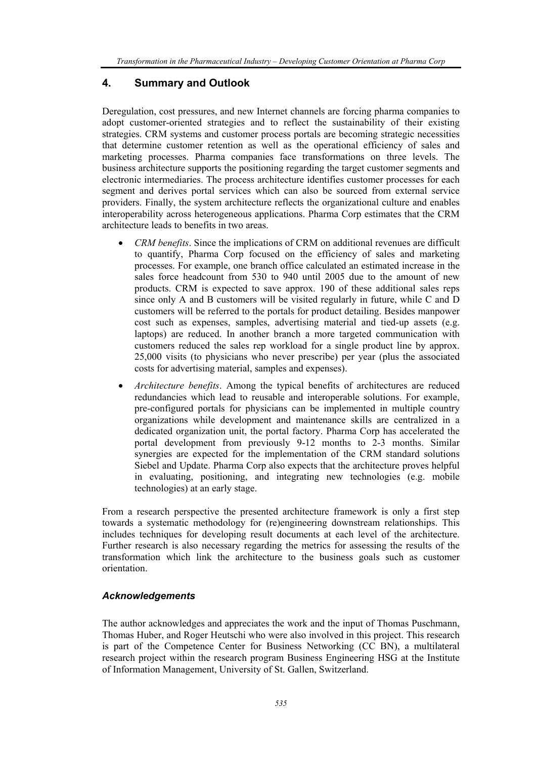## 4. Summary and Outlook

Deregulation, cost pressures, and new Internet channels are forcing pharma companies to adopt customer-oriented strategies and to reflect the sustainability of their existing strategies. CRM systems and customer process portals are becoming strategic necessities that determine customer retention as well as the operational efficiency of sales and marketing processes. Pharma companies face transformations on three levels. The business architecture supports the positioning regarding the target customer segments and electronic intermediaries. The process architecture identifies customer processes for each segment and derives portal services which can also be sourced from external service providers. Finally, the system architecture reflects the organizational culture and enables interoperability across heterogeneous applications. Pharma Corp estimates that the CRM architecture leads to benefits in two areas.

- *CRM benefits*. Since the implications of CRM on additional revenues are difficult to quantify, Pharma Corp focused on the efficiency of sales and marketing processes. For example, one branch office calculated an estimated increase in the sales force headcount from 530 to 940 until 2005 due to the amount of new products. CRM is expected to save approx. 190 of these additional sales reps since only A and B customers will be visited regularly in future, while C and D customers will be referred to the portals for product detailing. Besides manpower cost such as expenses, samples, advertising material and tied-up assets (e.g. laptops) are reduced. In another branch a more targeted communication with customers reduced the sales rep workload for a single product line by approx. 25,000 visits (to physicians who never prescribe) per year (plus the associated costs for advertising material, samples and expenses).
- *Architecture benefits*. Among the typical benefits of architectures are reduced redundancies which lead to reusable and interoperable solutions. For example, pre-configured portals for physicians can be implemented in multiple country organizations while development and maintenance skills are centralized in a dedicated organization unit, the portal factory. Pharma Corp has accelerated the portal development from previously 9-12 months to 2-3 months. Similar synergies are expected for the implementation of the CRM standard solutions Siebel and Update. Pharma Corp also expects that the architecture proves helpful in evaluating, positioning, and integrating new technologies (e.g. mobile technologies) at an early stage.

From a research perspective the presented architecture framework is only a first step towards a systematic methodology for (re)engineering downstream relationships. This includes techniques for developing result documents at each level of the architecture. Further research is also necessary regarding the metrics for assessing the results of the transformation which link the architecture to the business goals such as customer orientation.

### *Acknowledgements*

The author acknowledges and appreciates the work and the input of Thomas Puschmann, Thomas Huber, and Roger Heutschi who were also involved in this project. This research is part of the Competence Center for Business Networking (CC BN), a multilateral research project within the research program Business Engineering HSG at the Institute of Information Management, University of St. Gallen, Switzerland.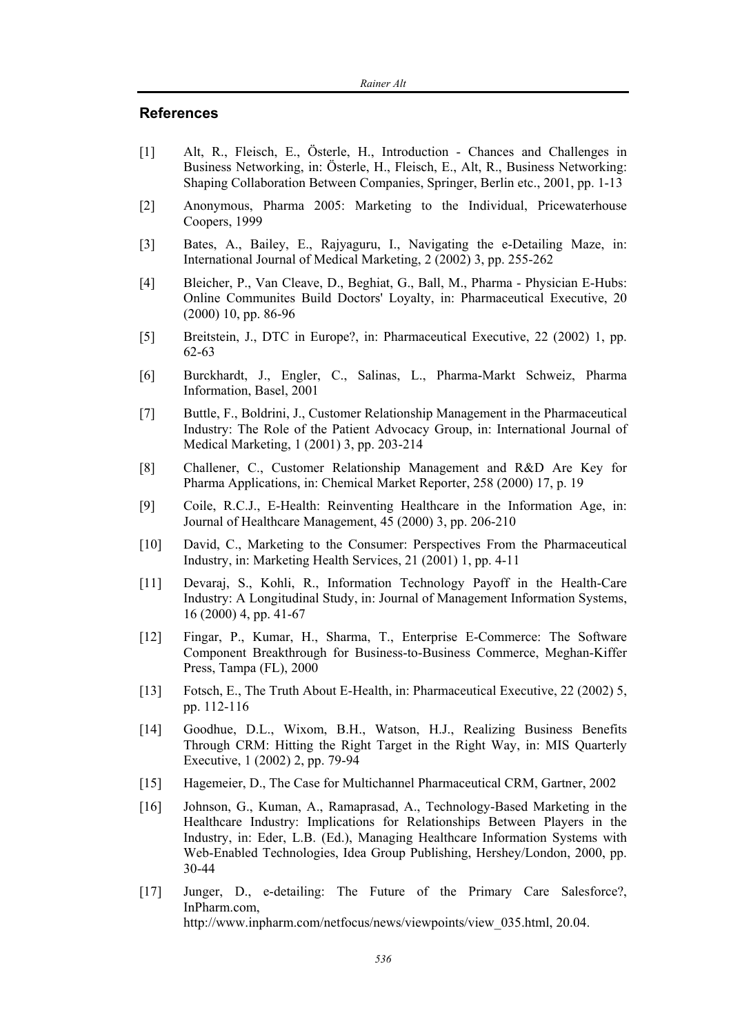## References

[1] Alt, R., Fleisch, E., Österle, H., Introduction - Chances and Challenges in Business Networking, in: Österle, H., Fleisch, E., Alt, R., Business Networking: Shaping Collaboration Between Companies, Springer, Berlin etc., 2001, pp. 1-13

[2] Anonymous, Pharma 2005: Marketing to the Individual, Pricewaterhouse Coopers, 1999

[3] Bates, A., Bailey, E., Rajyaguru, I., Navigating the e-Detailing Maze, in: International Journal of Medical Marketing, 2 (2002) 3, pp. 255-262

[4] Bleicher, P., Van Cleave, D., Beghiat, G., Ball, M., Pharma - Physician E-Hubs: Online Communites Build Doctors' Loyalty, in: Pharmaceutical Executive, 20 (2000) 10, pp. 86-96

[5] Breitstein, J., DTC in Europe?, in: Pharmaceutical Executive, 22 (2002) 1, pp. 62-63

[6] Burckhardt, J., Engler, C., Salinas, L., Pharma-Markt Schweiz, Pharma Information, Basel, 2001

[7] Buttle, F., Boldrini, J., Customer Relationship Management in the Pharmaceutical Industry: The Role of the Patient Advocacy Group, in: International Journal of Medical Marketing, 1 (2001) 3, pp. 203-214

[8] Challener, C., Customer Relationship Management and R&D Are Key for Pharma Applications, in: Chemical Market Reporter, 258 (2000) 17, p. 19

[9] Coile, R.C.J., E-Health: Reinventing Healthcare in the Information Age, in: Journal of Healthcare Management, 45 (2000) 3, pp. 206-210

[10] David, C., Marketing to the Consumer: Perspectives From the Pharmaceutical Industry, in: Marketing Health Services, 21 (2001) 1, pp. 4-11

[11] Devaraj, S., Kohli, R., Information Technology Payoff in the Health-Care Industry: A Longitudinal Study, in: Journal of Management Information Systems, 16 (2000) 4, pp. 41-67

[12] Fingar, P., Kumar, H., Sharma, T., Enterprise E-Commerce: The Software Component Breakthrough for Business-to-Business Commerce, Meghan-Kiffer Press, Tampa (FL), 2000

[13] Fotsch, E., The Truth About E-Health, in: Pharmaceutical Executive, 22 (2002) 5, pp. 112-116

[14] Goodhue, D.L., Wixom, B.H., Watson, H.J., Realizing Business Benefits Through CRM: Hitting the Right Target in the Right Way, in: MIS Quarterly Executive, 1 (2002) 2, pp. 79-94

[15] Hagemeier, D., The Case for Multichannel Pharmaceutical CRM, Gartner, 2002

[16] Johnson, G., Kuman, A., Ramaprasad, A., Technology-Based Marketing in the Healthcare Industry: Implications for Relationships Between Players in the Industry, in: Eder, L.B. (Ed.), Managing Healthcare Information Systems with Web-Enabled Technologies, Idea Group Publishing, Hershey/London, 2000, pp. 30-44

[17] Junger, D., e-detailing: The Future of the Primary Care Salesforce?, InPharm.com, http://www.inpharm.com/netfocus/news/viewpoints/view_035.html, 20.04.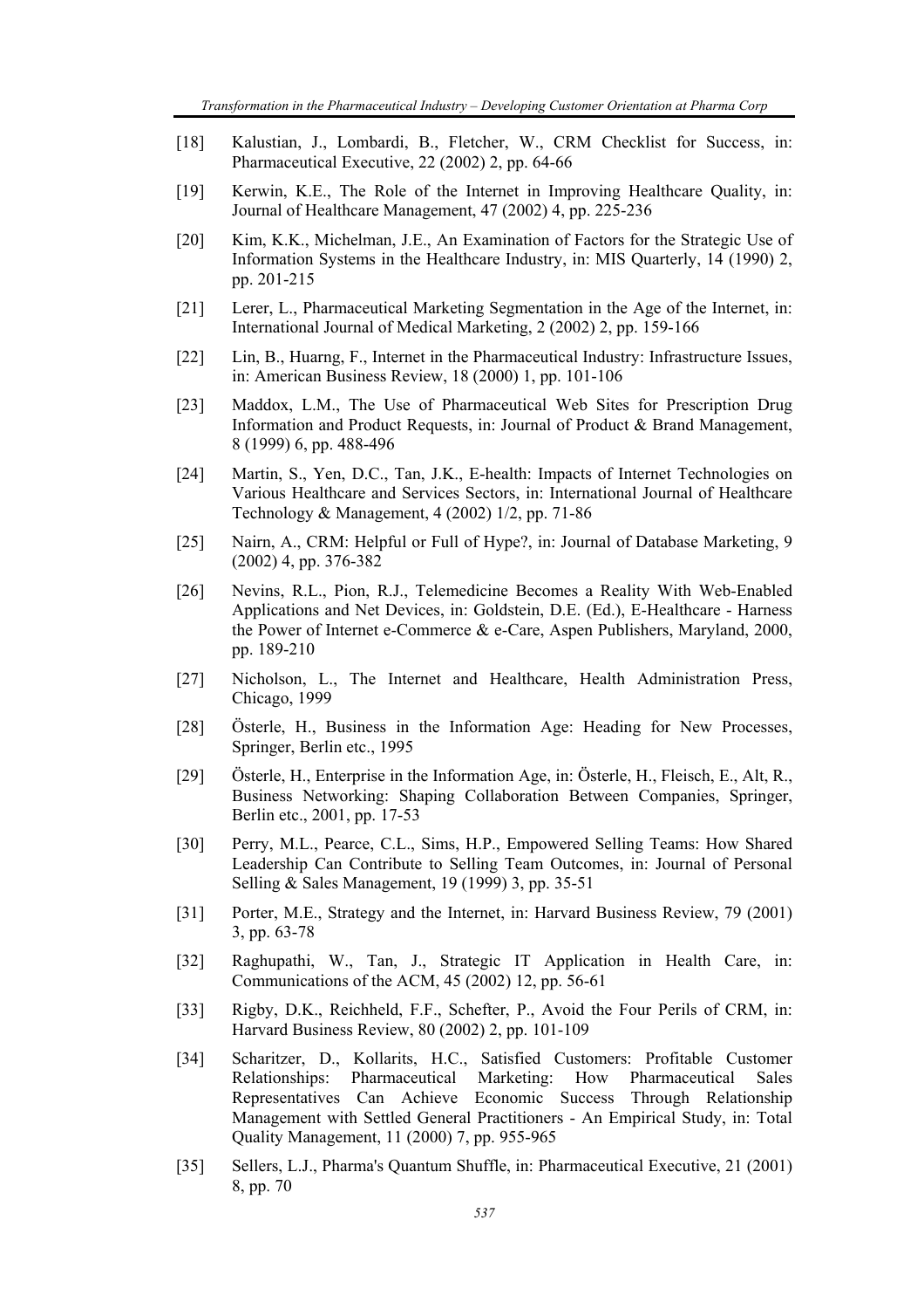[18] Kalustian, J., Lombardi, B., Fletcher, W., CRM Checklist for Success, in: Pharmaceutical Executive, 22 (2002) 2, pp. 64-66

[19] Kerwin, K.E., The Role of the Internet in Improving Healthcare Quality, in: Journal of Healthcare Management, 47 (2002) 4, pp. 225-236

[20] Kim, K.K., Michelman, J.E., An Examination of Factors for the Strategic Use of Information Systems in the Healthcare Industry, in: MIS Quarterly, 14 (1990) 2, pp. 201-215

[21] Lerer, L., Pharmaceutical Marketing Segmentation in the Age of the Internet, in: International Journal of Medical Marketing, 2 (2002) 2, pp. 159-166

[22] Lin, B., Huarng, F., Internet in the Pharmaceutical Industry: Infrastructure Issues, in: American Business Review, 18 (2000) 1, pp. 101-106

[23] Maddox, L.M., The Use of Pharmaceutical Web Sites for Prescription Drug Information and Product Requests, in: Journal of Product & Brand Management, 8 (1999) 6, pp. 488-496

[24] Martin, S., Yen, D.C., Tan, J.K., E-health: Impacts of Internet Technologies on Various Healthcare and Services Sectors, in: International Journal of Healthcare Technology & Management, 4 (2002) 1/2, pp. 71-86

[25] Nairn, A., CRM: Helpful or Full of Hype?, in: Journal of Database Marketing, 9 (2002) 4, pp. 376-382

[26] Nevins, R.L., Pion, R.J., Telemedicine Becomes a Reality With Web-Enabled Applications and Net Devices, in: Goldstein, D.E. (Ed.), E-Healthcare - Harness the Power of Internet e-Commerce & e-Care, Aspen Publishers, Maryland, 2000, pp. 189-210

[27] Nicholson, L., The Internet and Healthcare, Health Administration Press, Chicago, 1999

[28] Österle, H., Business in the Information Age: Heading for New Processes, Springer, Berlin etc., 1995

[29] Österle, H., Enterprise in the Information Age, in: Österle, H., Fleisch, E., Alt, R., Business Networking: Shaping Collaboration Between Companies, Springer, Berlin etc., 2001, pp. 17-53

[30] Perry, M.L., Pearce, C.L., Sims, H.P., Empowered Selling Teams: How Shared Leadership Can Contribute to Selling Team Outcomes, in: Journal of Personal Selling & Sales Management, 19 (1999) 3, pp. 35-51

[31] Porter, M.E., Strategy and the Internet, in: Harvard Business Review, 79 (2001) 3, pp. 63-78

[32] Raghupathi, W., Tan, J., Strategic IT Application in Health Care, in: Communications of the ACM, 45 (2002) 12, pp. 56-61

[33] Rigby, D.K., Reichheld, F.F., Schefter, P., Avoid the Four Perils of CRM, in: Harvard Business Review, 80 (2002) 2, pp. 101-109

[34] Scharitzer, D., Kollarits, H.C., Satisfied Customers: Profitable Customer Relationships: Pharmaceutical Marketing: How Pharmaceutical Sales Representatives Can Achieve Economic Success Through Relationship Management with Settled General Practitioners - An Empirical Study, in: Total Quality Management, 11 (2000) 7, pp. 955-965

[35] Sellers, L.J., Pharma's Quantum Shuffle, in: Pharmaceutical Executive, 21 (2001) 8, pp. 70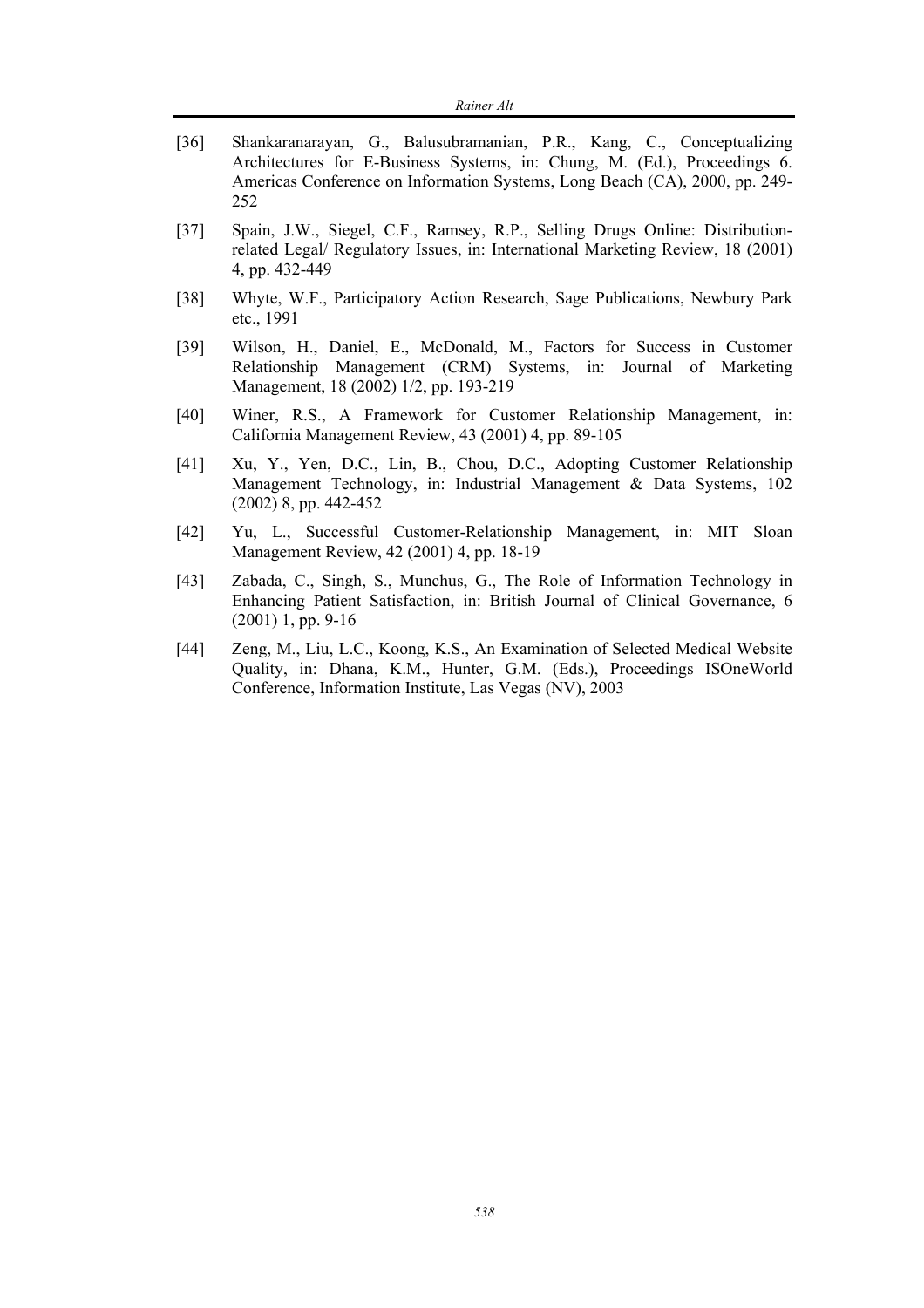[36] Shankaranarayan, G., Balusubramanian, P.R., Kang, C., Conceptualizing Architectures for E-Business Systems, in: Chung, M. (Ed.), Proceedings 6. Americas Conference on Information Systems, Long Beach (CA), 2000, pp. 249-252

[37] Spain, J.W., Siegel, C.F., Ramsey, R.P., Selling Drugs Online: Distribution-related Legal/ Regulatory Issues, in: International Marketing Review, 18 (2001) 4, pp. 432-449

[38] Whyte, W.F., Participatory Action Research, Sage Publications, Newbury Park etc., 1991

[39] Wilson, H., Daniel, E., McDonald, M., Factors for Success in Customer Relationship Management (CRM) Systems, in: Journal of Marketing Management, 18 (2002) 1/2, pp. 193-219

[40] Winer, R.S., A Framework for Customer Relationship Management, in: California Management Review, 43 (2001) 4, pp. 89-105

[41] Xu, Y., Yen, D.C., Lin, B., Chou, D.C., Adopting Customer Relationship Management Technology, in: Industrial Management & Data Systems, 102 (2002) 8, pp. 442-452

[42] Yu, L., Successful Customer-Relationship Management, in: MIT Sloan Management Review, 42 (2001) 4, pp. 18-19

[43] Zabada, C., Singh, S., Munchus, G., The Role of Information Technology in Enhancing Patient Satisfaction, in: British Journal of Clinical Governance, 6 (2001) 1, pp. 9-16

[44] Zeng, M., Liu, L.C., Koong, K.S., An Examination of Selected Medical Website Quality, in: Dhana, K.M., Hunter, G.M. (Eds.), Proceedings ISOneWorld Conference, Information Institute, Las Vegas (NV), 2003